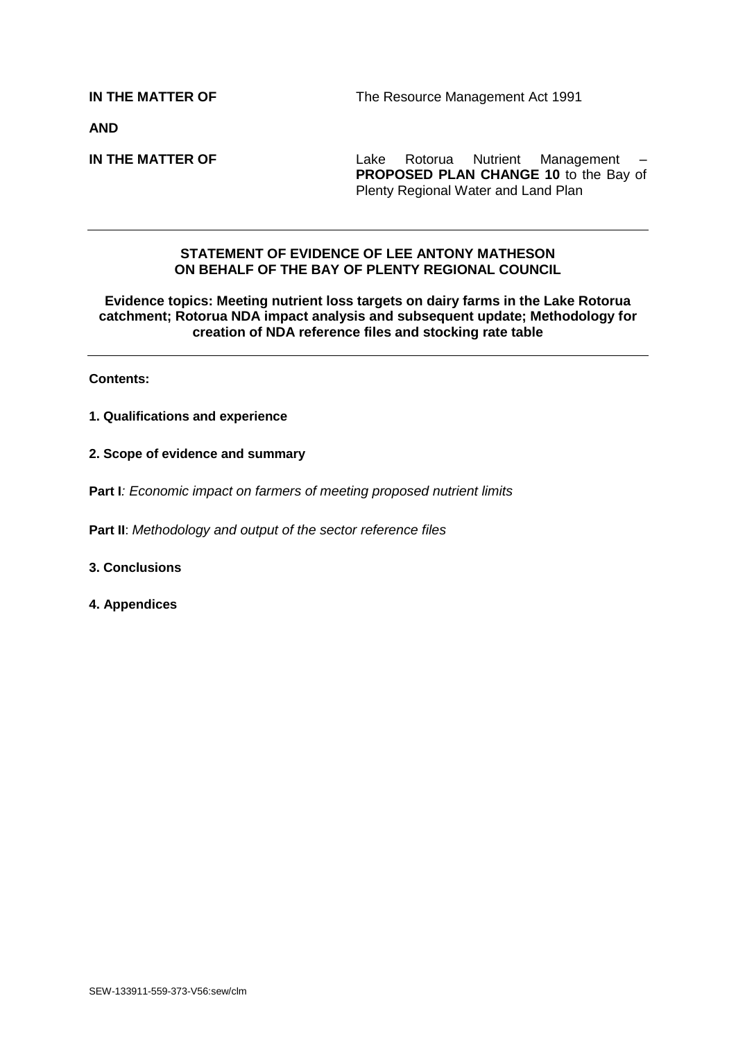**IN THE MATTER OF** The Resource Management Act 1991

**AND**

**IN THE MATTER OF** Lake Rotorua Nutrient Management – **PROPOSED PLAN CHANGE 10** to the Bay of Plenty Regional Water and Land Plan

---

**STATEMENT OF EVIDENCE OF LEE ANTONY MATHESON ON BEHALF OF THE BAY OF PLENTY REGIONAL COUNCIL**

**Evidence topics: Meeting nutrient loss targets on dairy farms in the Lake Rotorua catchment; Rotorua NDA impact analysis and subsequent update; Methodology for creation of NDA reference files and stocking rate table**

---

**Contents:**

**1. Qualifications and experience**

**2. Scope of evidence and summary**

**Part I**: *Economic impact on farmers of meeting proposed nutrient limits*

**Part II**: *Methodology and output of the sector reference files*

**3. Conclusions**

**4. Appendices**

SEW-133911-559-373-V56:sew/clm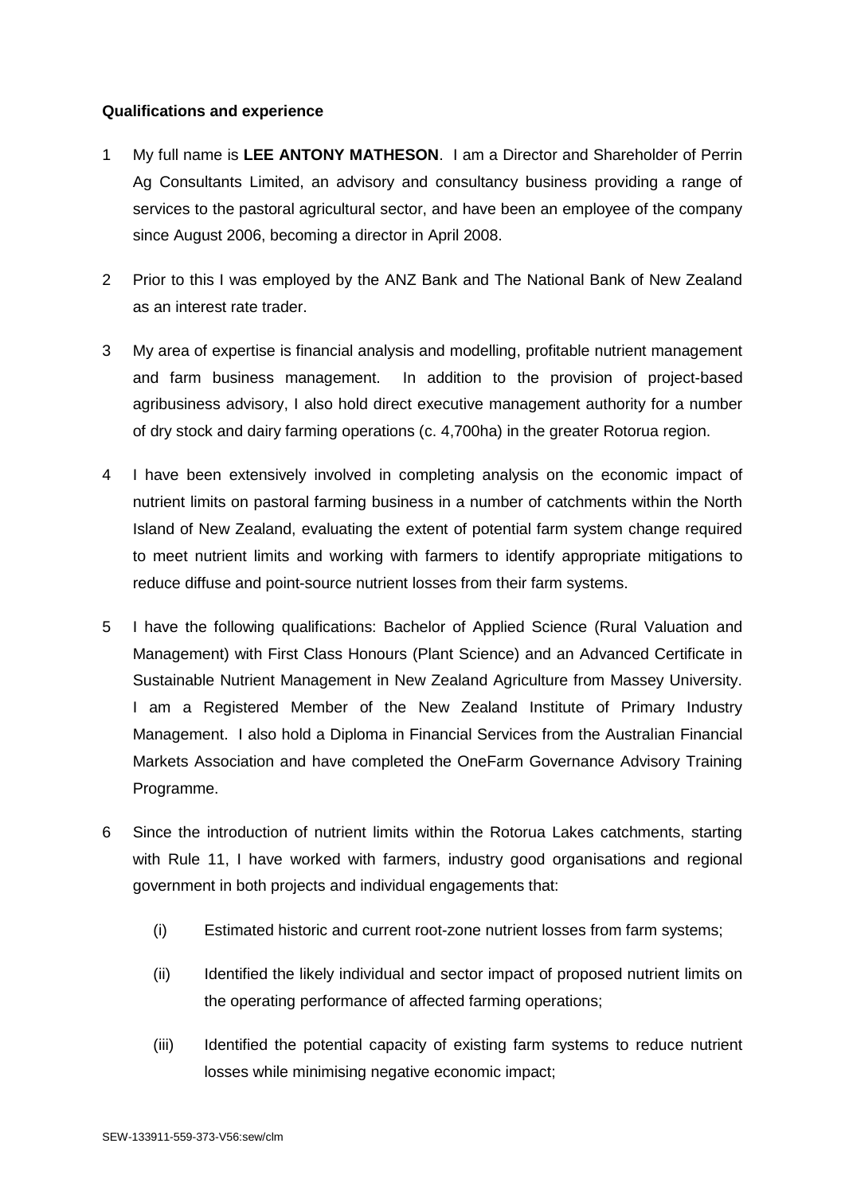**Qualifications and experience**

1 My full name is **LEE ANTONY MATHESON**. I am a Director and Shareholder of Perrin Ag Consultants Limited, an advisory and consultancy business providing a range of services to the pastoral agricultural sector, and have been an employee of the company since August 2006, becoming a director in April 2008.

2 Prior to this I was employed by the ANZ Bank and The National Bank of New Zealand as an interest rate trader.

3 My area of expertise is financial analysis and modelling, profitable nutrient management and farm business management. In addition to the provision of project-based agribusiness advisory, I also hold direct executive management authority for a number of dry stock and dairy farming operations (c. 4,700ha) in the greater Rotorua region.

4 I have been extensively involved in completing analysis on the economic impact of nutrient limits on pastoral farming business in a number of catchments within the North Island of New Zealand, evaluating the extent of potential farm system change required to meet nutrient limits and working with farmers to identify appropriate mitigations to reduce diffuse and point-source nutrient losses from their farm systems.

5 I have the following qualifications: Bachelor of Applied Science (Rural Valuation and Management) with First Class Honours (Plant Science) and an Advanced Certificate in Sustainable Nutrient Management in New Zealand Agriculture from Massey University. I am a Registered Member of the New Zealand Institute of Primary Industry Management. I also hold a Diploma in Financial Services from the Australian Financial Markets Association and have completed the OneFarm Governance Advisory Training Programme.

6 Since the introduction of nutrient limits within the Rotorua Lakes catchments, starting with Rule 11, I have worked with farmers, industry good organisations and regional government in both projects and individual engagements that:

(i) Estimated historic and current root-zone nutrient losses from farm systems;

(ii) Identified the likely individual and sector impact of proposed nutrient limits on the operating performance of affected farming operations;

(iii) Identified the potential capacity of existing farm systems to reduce nutrient losses while minimising negative economic impact;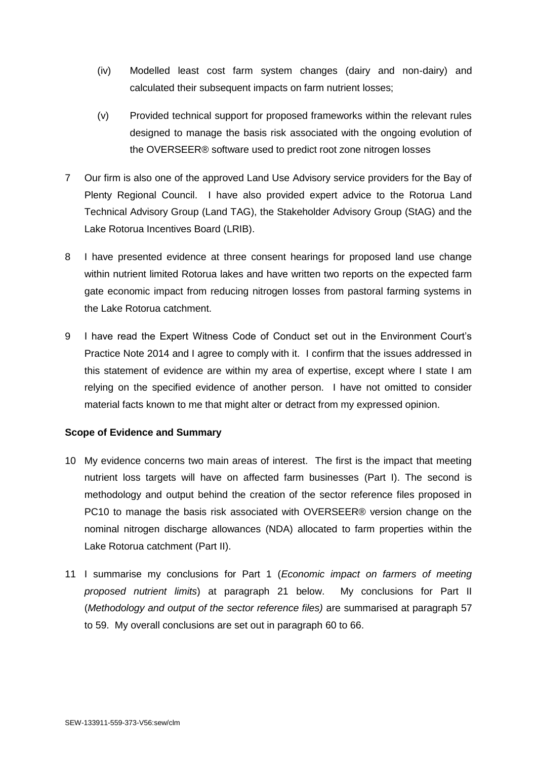(iv) Modelled least cost farm system changes (dairy and non-dairy) and calculated their subsequent impacts on farm nutrient losses;

(v) Provided technical support for proposed frameworks within the relevant rules designed to manage the basis risk associated with the ongoing evolution of the OVERSEER® software used to predict root zone nitrogen losses

7 Our firm is also one of the approved Land Use Advisory service providers for the Bay of Plenty Regional Council. I have also provided expert advice to the Rotorua Land Technical Advisory Group (Land TAG), the Stakeholder Advisory Group (StAG) and the Lake Rotorua Incentives Board (LRIB).

8 I have presented evidence at three consent hearings for proposed land use change within nutrient limited Rotorua lakes and have written two reports on the expected farm gate economic impact from reducing nitrogen losses from pastoral farming systems in the Lake Rotorua catchment.

9 I have read the Expert Witness Code of Conduct set out in the Environment Court's Practice Note 2014 and I agree to comply with it. I confirm that the issues addressed in this statement of evidence are within my area of expertise, except where I state I am relying on the specified evidence of another person. I have not omitted to consider material facts known to me that might alter or detract from my expressed opinion.

**Scope of Evidence and Summary**

10 My evidence concerns two main areas of interest. The first is the impact that meeting nutrient loss targets will have on affected farm businesses (Part I). The second is methodology and output behind the creation of the sector reference files proposed in PC10 to manage the basis risk associated with OVERSEER® version change on the nominal nitrogen discharge allowances (NDA) allocated to farm properties within the Lake Rotorua catchment (Part II).

11 I summarise my conclusions for Part 1 (*Economic impact on farmers of meeting proposed nutrient limits*) at paragraph 21 below. My conclusions for Part II (*Methodology and output of the sector reference files)* are summarised at paragraph 57 to 59. My overall conclusions are set out in paragraph 60 to 66.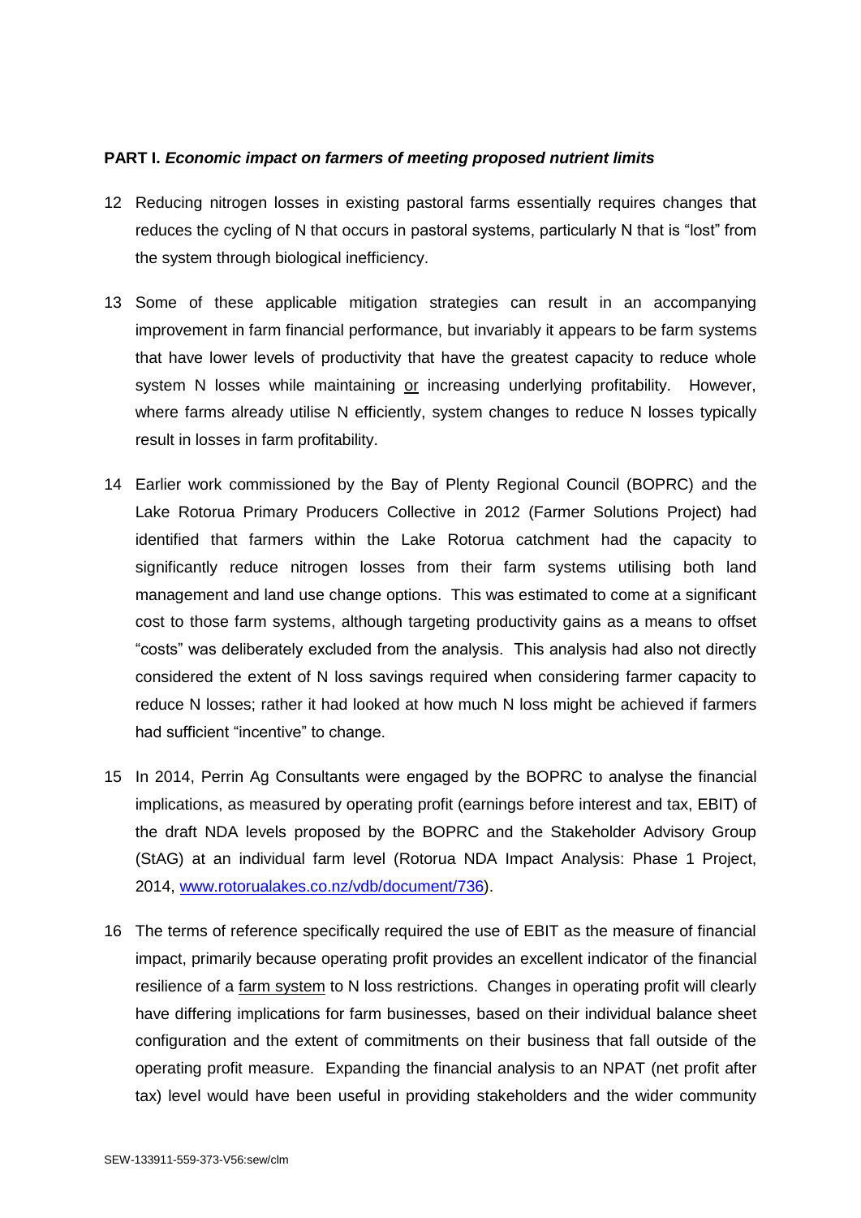**PART I. *Economic impact on farmers of meeting proposed nutrient limits***

12 Reducing nitrogen losses in existing pastoral farms essentially requires changes that reduces the cycling of N that occurs in pastoral systems, particularly N that is "lost" from the system through biological inefficiency.

13 Some of these applicable mitigation strategies can result in an accompanying improvement in farm financial performance, but invariably it appears to be farm systems that have lower levels of productivity that have the greatest capacity to reduce whole system N losses while maintaining or increasing underlying profitability. However, where farms already utilise N efficiently, system changes to reduce N losses typically result in losses in farm profitability.

14 Earlier work commissioned by the Bay of Plenty Regional Council (BOPRC) and the Lake Rotorua Primary Producers Collective in 2012 (Farmer Solutions Project) had identified that farmers within the Lake Rotorua catchment had the capacity to significantly reduce nitrogen losses from their farm systems utilising both land management and land use change options. This was estimated to come at a significant cost to those farm systems, although targeting productivity gains as a means to offset "costs" was deliberately excluded from the analysis. This analysis had also not directly considered the extent of N loss savings required when considering farmer capacity to reduce N losses; rather it had looked at how much N loss might be achieved if farmers had sufficient "incentive" to change.

15 In 2014, Perrin Ag Consultants were engaged by the BOPRC to analyse the financial implications, as measured by operating profit (earnings before interest and tax, EBIT) of the draft NDA levels proposed by the BOPRC and the Stakeholder Advisory Group (StAG) at an individual farm level (Rotorua NDA Impact Analysis: Phase 1 Project, 2014, www.rotorualakes.co.nz/vdb/document/736).

16 The terms of reference specifically required the use of EBIT as the measure of financial impact, primarily because operating profit provides an excellent indicator of the financial resilience of a farm system to N loss restrictions. Changes in operating profit will clearly have differing implications for farm businesses, based on their individual balance sheet configuration and the extent of commitments on their business that fall outside of the operating profit measure. Expanding the financial analysis to an NPAT (net profit after tax) level would have been useful in providing stakeholders and the wider community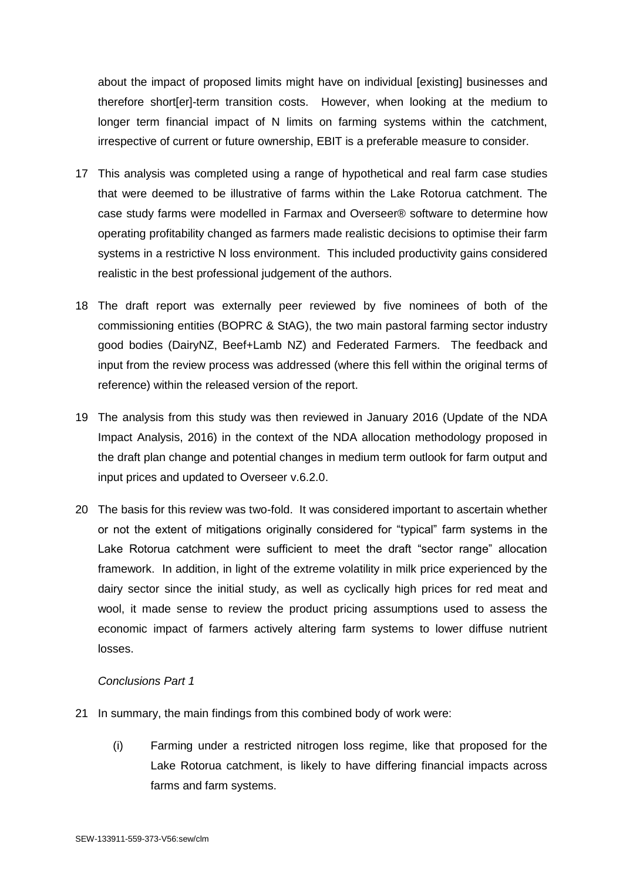about the impact of proposed limits might have on individual [existing] businesses and therefore short[er]-term transition costs. However, when looking at the medium to longer term financial impact of N limits on farming systems within the catchment, irrespective of current or future ownership, EBIT is a preferable measure to consider.

17 This analysis was completed using a range of hypothetical and real farm case studies that were deemed to be illustrative of farms within the Lake Rotorua catchment. The case study farms were modelled in Farmax and Overseer® software to determine how operating profitability changed as farmers made realistic decisions to optimise their farm systems in a restrictive N loss environment. This included productivity gains considered realistic in the best professional judgement of the authors.

18 The draft report was externally peer reviewed by five nominees of both of the commissioning entities (BOPRC & StAG), the two main pastoral farming sector industry good bodies (DairyNZ, Beef+Lamb NZ) and Federated Farmers. The feedback and input from the review process was addressed (where this fell within the original terms of reference) within the released version of the report.

19 The analysis from this study was then reviewed in January 2016 (Update of the NDA Impact Analysis, 2016) in the context of the NDA allocation methodology proposed in the draft plan change and potential changes in medium term outlook for farm output and input prices and updated to Overseer v.6.2.0.

20 The basis for this review was two-fold. It was considered important to ascertain whether or not the extent of mitigations originally considered for "typical" farm systems in the Lake Rotorua catchment were sufficient to meet the draft "sector range" allocation framework. In addition, in light of the extreme volatility in milk price experienced by the dairy sector since the initial study, as well as cyclically high prices for red meat and wool, it made sense to review the product pricing assumptions used to assess the economic impact of farmers actively altering farm systems to lower diffuse nutrient losses.

*Conclusions Part 1*

21 In summary, the main findings from this combined body of work were:

(i) Farming under a restricted nitrogen loss regime, like that proposed for the Lake Rotorua catchment, is likely to have differing financial impacts across farms and farm systems.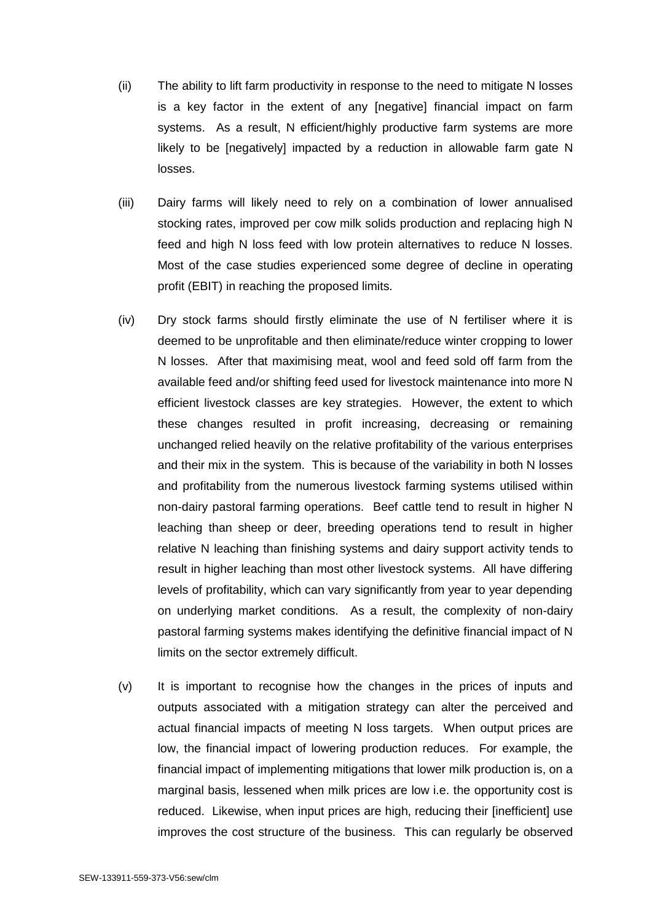(ii) The ability to lift farm productivity in response to the need to mitigate N losses is a key factor in the extent of any [negative] financial impact on farm systems. As a result, N efficient/highly productive farm systems are more likely to be [negatively] impacted by a reduction in allowable farm gate N losses.

(iii) Dairy farms will likely need to rely on a combination of lower annualised stocking rates, improved per cow milk solids production and replacing high N feed and high N loss feed with low protein alternatives to reduce N losses. Most of the case studies experienced some degree of decline in operating profit (EBIT) in reaching the proposed limits.

(iv) Dry stock farms should firstly eliminate the use of N fertiliser where it is deemed to be unprofitable and then eliminate/reduce winter cropping to lower N losses. After that maximising meat, wool and feed sold off farm from the available feed and/or shifting feed used for livestock maintenance into more N efficient livestock classes are key strategies. However, the extent to which these changes resulted in profit increasing, decreasing or remaining unchanged relied heavily on the relative profitability of the various enterprises and their mix in the system. This is because of the variability in both N losses and profitability from the numerous livestock farming systems utilised within non-dairy pastoral farming operations. Beef cattle tend to result in higher N leaching than sheep or deer, breeding operations tend to result in higher relative N leaching than finishing systems and dairy support activity tends to result in higher leaching than most other livestock systems. All have differing levels of profitability, which can vary significantly from year to year depending on underlying market conditions. As a result, the complexity of non-dairy pastoral farming systems makes identifying the definitive financial impact of N limits on the sector extremely difficult.

(v) It is important to recognise how the changes in the prices of inputs and outputs associated with a mitigation strategy can alter the perceived and actual financial impacts of meeting N loss targets. When output prices are low, the financial impact of lowering production reduces. For example, the financial impact of implementing mitigations that lower milk production is, on a marginal basis, lessened when milk prices are low i.e. the opportunity cost is reduced. Likewise, when input prices are high, reducing their [inefficient] use improves the cost structure of the business. This can regularly be observed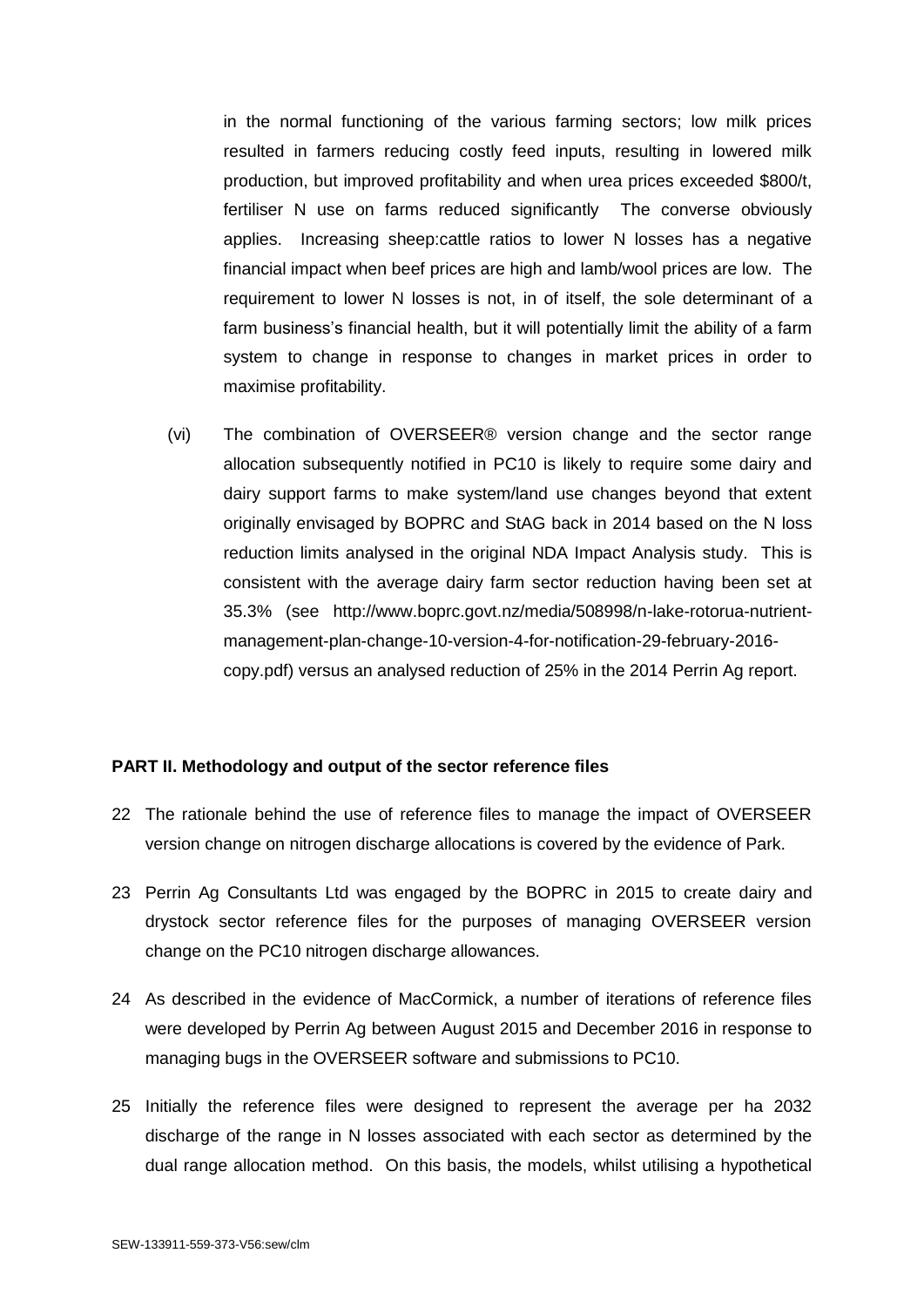in the normal functioning of the various farming sectors; low milk prices resulted in farmers reducing costly feed inputs, resulting in lowered milk production, but improved profitability and when urea prices exceeded $800/t, fertiliser N use on farms reduced significantly The converse obviously applies. Increasing sheep:cattle ratios to lower N losses has a negative financial impact when beef prices are high and lamb/wool prices are low. The requirement to lower N losses is not, in of itself, the sole determinant of a farm business's financial health, but it will potentially limit the ability of a farm system to change in response to changes in market prices in order to maximise profitability.

(vi) The combination of OVERSEER® version change and the sector range allocation subsequently notified in PC10 is likely to require some dairy and dairy support farms to make system/land use changes beyond that extent originally envisaged by BOPRC and StAG back in 2014 based on the N loss reduction limits analysed in the original NDA Impact Analysis study. This is consistent with the average dairy farm sector reduction having been set at 35.3% (see http://www.boprc.govt.nz/media/508998/n-lake-rotorua-nutrient-management-plan-change-10-version-4-for-notification-29-february-2016-copy.pdf) versus an analysed reduction of 25% in the 2014 Perrin Ag report.

**PART II. Methodology and output of the sector reference files**

22 The rationale behind the use of reference files to manage the impact of OVERSEER version change on nitrogen discharge allocations is covered by the evidence of Park.

23 Perrin Ag Consultants Ltd was engaged by the BOPRC in 2015 to create dairy and drystock sector reference files for the purposes of managing OVERSEER version change on the PC10 nitrogen discharge allowances.

24 As described in the evidence of MacCormick, a number of iterations of reference files were developed by Perrin Ag between August 2015 and December 2016 in response to managing bugs in the OVERSEER software and submissions to PC10.

25 Initially the reference files were designed to represent the average per ha 2032 discharge of the range in N losses associated with each sector as determined by the dual range allocation method. On this basis, the models, whilst utilising a hypothetical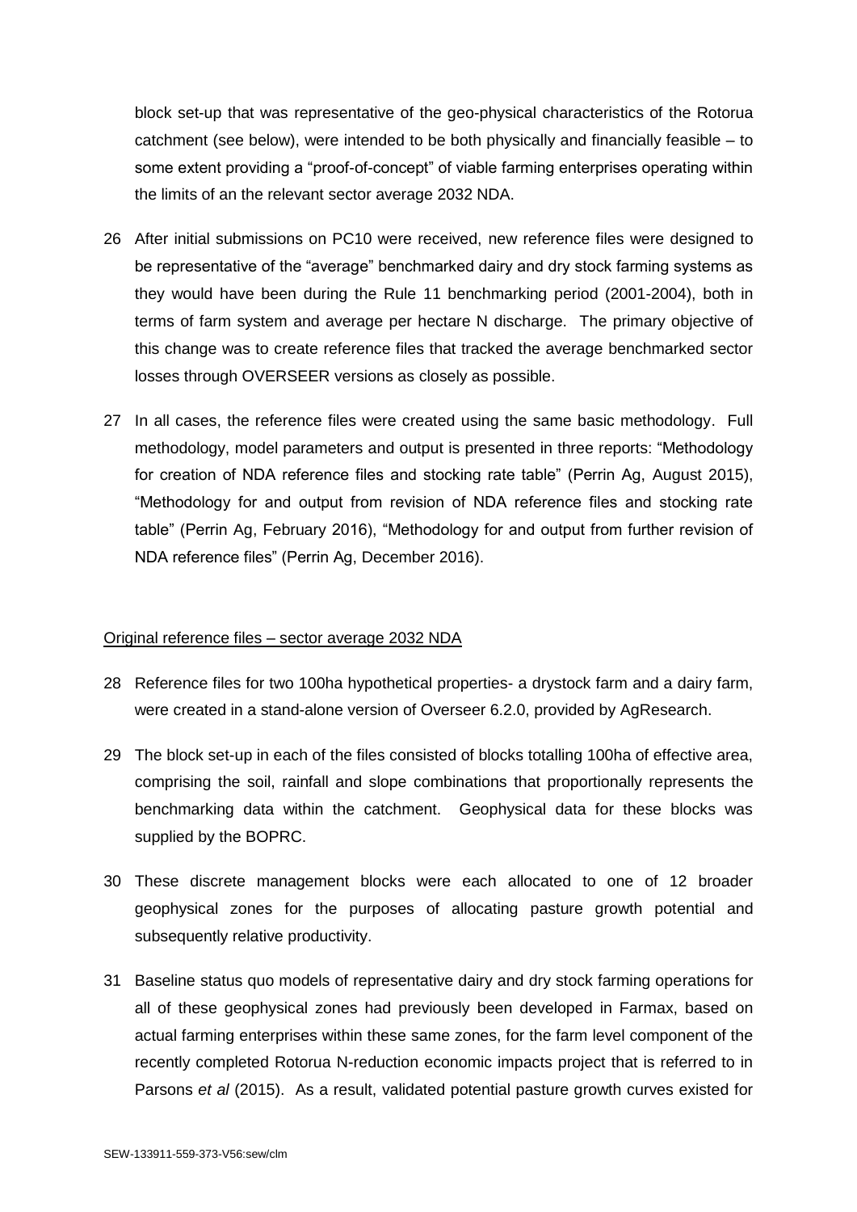block set-up that was representative of the geo-physical characteristics of the Rotorua catchment (see below), were intended to be both physically and financially feasible – to some extent providing a "proof-of-concept" of viable farming enterprises operating within the limits of an the relevant sector average 2032 NDA.

26 After initial submissions on PC10 were received, new reference files were designed to be representative of the "average" benchmarked dairy and dry stock farming systems as they would have been during the Rule 11 benchmarking period (2001-2004), both in terms of farm system and average per hectare N discharge. The primary objective of this change was to create reference files that tracked the average benchmarked sector losses through OVERSEER versions as closely as possible.

27 In all cases, the reference files were created using the same basic methodology. Full methodology, model parameters and output is presented in three reports: "Methodology for creation of NDA reference files and stocking rate table" (Perrin Ag, August 2015), "Methodology for and output from revision of NDA reference files and stocking rate table" (Perrin Ag, February 2016), "Methodology for and output from further revision of NDA reference files" (Perrin Ag, December 2016).

<u>Original reference files – sector average 2032 NDA</u>

28 Reference files for two 100ha hypothetical properties- a drystock farm and a dairy farm, were created in a stand-alone version of Overseer 6.2.0, provided by AgResearch.

29 The block set-up in each of the files consisted of blocks totalling 100ha of effective area, comprising the soil, rainfall and slope combinations that proportionally represents the benchmarking data within the catchment. Geophysical data for these blocks was supplied by the BOPRC.

30 These discrete management blocks were each allocated to one of 12 broader geophysical zones for the purposes of allocating pasture growth potential and subsequently relative productivity.

31 Baseline status quo models of representative dairy and dry stock farming operations for all of these geophysical zones had previously been developed in Farmax, based on actual farming enterprises within these same zones, for the farm level component of the recently completed Rotorua N-reduction economic impacts project that is referred to in Parsons *et al* (2015). As a result, validated potential pasture growth curves existed for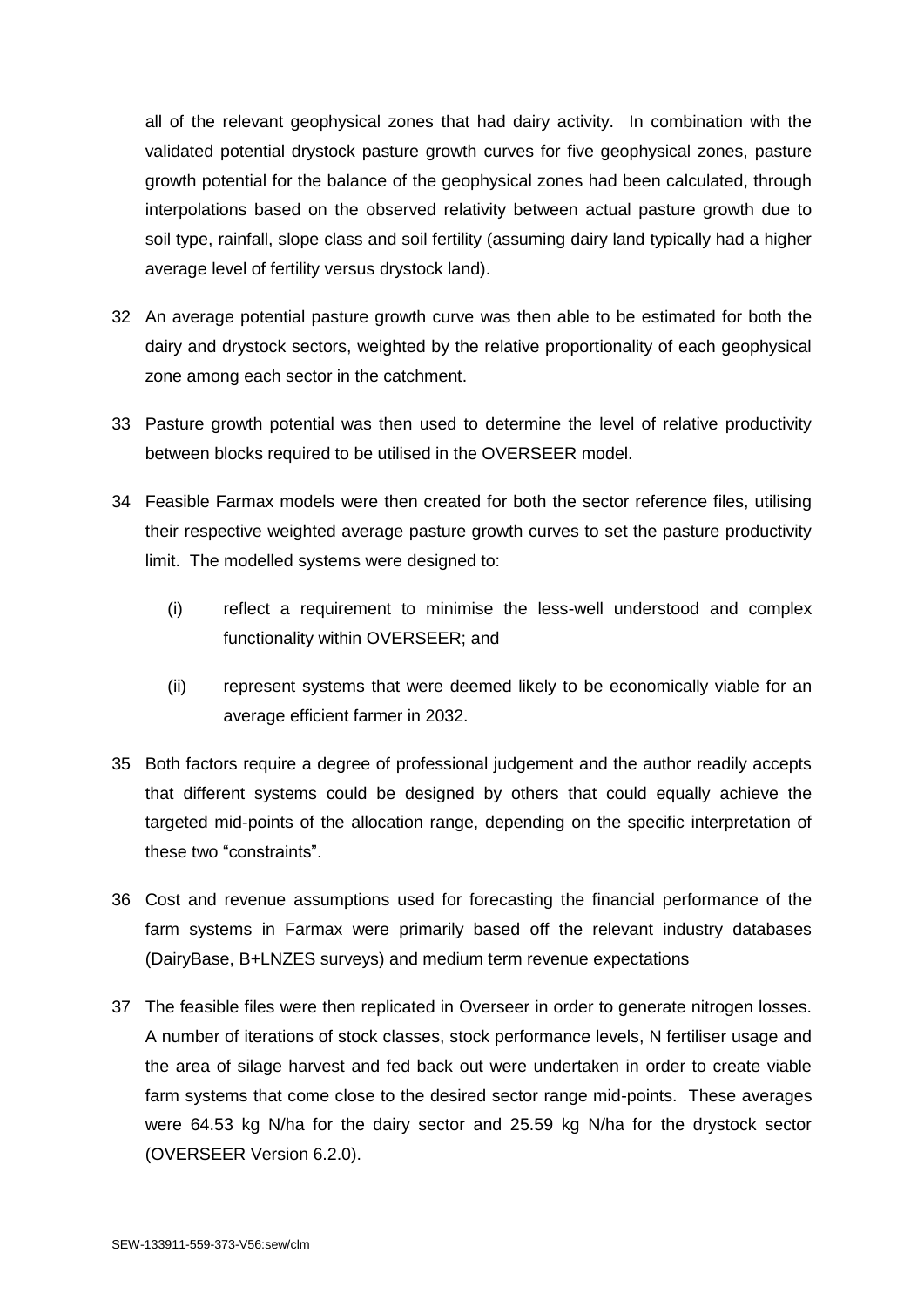all of the relevant geophysical zones that had dairy activity. In combination with the validated potential drystock pasture growth curves for five geophysical zones, pasture growth potential for the balance of the geophysical zones had been calculated, through interpolations based on the observed relativity between actual pasture growth due to soil type, rainfall, slope class and soil fertility (assuming dairy land typically had a higher average level of fertility versus drystock land).

32 An average potential pasture growth curve was then able to be estimated for both the dairy and drystock sectors, weighted by the relative proportionality of each geophysical zone among each sector in the catchment.

33 Pasture growth potential was then used to determine the level of relative productivity between blocks required to be utilised in the OVERSEER model.

34 Feasible Farmax models were then created for both the sector reference files, utilising their respective weighted average pasture growth curves to set the pasture productivity limit. The modelled systems were designed to:

  (i) reflect a requirement to minimise the less-well understood and complex functionality within OVERSEER; and

  (ii) represent systems that were deemed likely to be economically viable for an average efficient farmer in 2032.

35 Both factors require a degree of professional judgement and the author readily accepts that different systems could be designed by others that could equally achieve the targeted mid-points of the allocation range, depending on the specific interpretation of these two "constraints".

36 Cost and revenue assumptions used for forecasting the financial performance of the farm systems in Farmax were primarily based off the relevant industry databases (DairyBase, B+LNZES surveys) and medium term revenue expectations

37 The feasible files were then replicated in Overseer in order to generate nitrogen losses. A number of iterations of stock classes, stock performance levels, N fertiliser usage and the area of silage harvest and fed back out were undertaken in order to create viable farm systems that come close to the desired sector range mid-points. These averages were 64.53 kg N/ha for the dairy sector and 25.59 kg N/ha for the drystock sector (OVERSEER Version 6.2.0).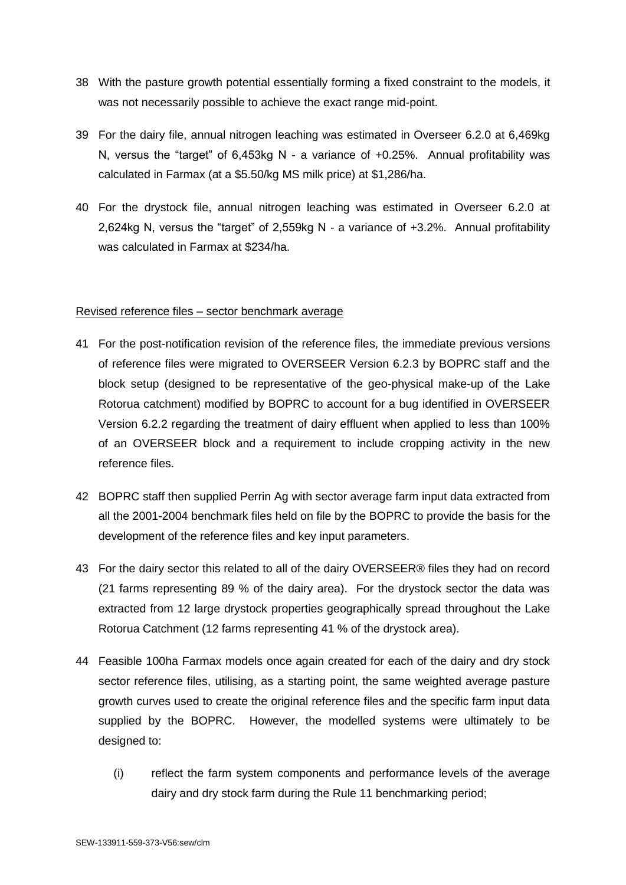38 With the pasture growth potential essentially forming a fixed constraint to the models, it was not necessarily possible to achieve the exact range mid-point.

39 For the dairy file, annual nitrogen leaching was estimated in Overseer 6.2.0 at 6,469kg N, versus the "target" of 6,453kg N - a variance of +0.25%. Annual profitability was calculated in Farmax (at a $5.50/kg MS milk price) at $1,286/ha.

40 For the drystock file, annual nitrogen leaching was estimated in Overseer 6.2.0 at 2,624kg N, versus the "target" of 2,559kg N - a variance of +3.2%. Annual profitability was calculated in Farmax at $234/ha.

<u>Revised reference files – sector benchmark average</u>

41 For the post-notification revision of the reference files, the immediate previous versions of reference files were migrated to OVERSEER Version 6.2.3 by BOPRC staff and the block setup (designed to be representative of the geo-physical make-up of the Lake Rotorua catchment) modified by BOPRC to account for a bug identified in OVERSEER Version 6.2.2 regarding the treatment of dairy effluent when applied to less than 100% of an OVERSEER block and a requirement to include cropping activity in the new reference files.

42 BOPRC staff then supplied Perrin Ag with sector average farm input data extracted from all the 2001-2004 benchmark files held on file by the BOPRC to provide the basis for the development of the reference files and key input parameters.

43 For the dairy sector this related to all of the dairy OVERSEER® files they had on record (21 farms representing 89 % of the dairy area). For the drystock sector the data was extracted from 12 large drystock properties geographically spread throughout the Lake Rotorua Catchment (12 farms representing 41 % of the drystock area).

44 Feasible 100ha Farmax models once again created for each of the dairy and dry stock sector reference files, utilising, as a starting point, the same weighted average pasture growth curves used to create the original reference files and the specific farm input data supplied by the BOPRC. However, the modelled systems were ultimately to be designed to:

   (i) reflect the farm system components and performance levels of the average dairy and dry stock farm during the Rule 11 benchmarking period;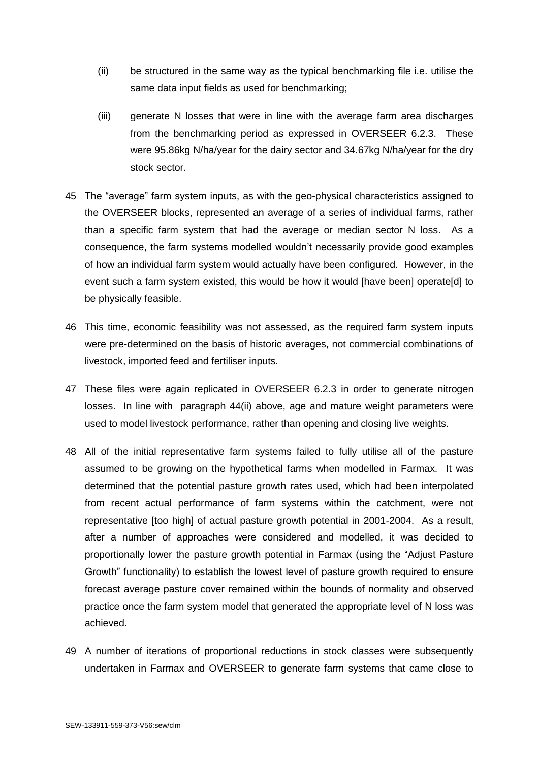(ii) be structured in the same way as the typical benchmarking file i.e. utilise the same data input fields as used for benchmarking;

(iii) generate N losses that were in line with the average farm area discharges from the benchmarking period as expressed in OVERSEER 6.2.3. These were 95.86kg N/ha/year for the dairy sector and 34.67kg N/ha/year for the dry stock sector.

45 The "average" farm system inputs, as with the geo-physical characteristics assigned to the OVERSEER blocks, represented an average of a series of individual farms, rather than a specific farm system that had the average or median sector N loss. As a consequence, the farm systems modelled wouldn't necessarily provide good examples of how an individual farm system would actually have been configured. However, in the event such a farm system existed, this would be how it would [have been] operate[d] to be physically feasible.

46 This time, economic feasibility was not assessed, as the required farm system inputs were pre-determined on the basis of historic averages, not commercial combinations of livestock, imported feed and fertiliser inputs.

47 These files were again replicated in OVERSEER 6.2.3 in order to generate nitrogen losses. In line with paragraph 44(ii) above, age and mature weight parameters were used to model livestock performance, rather than opening and closing live weights.

48 All of the initial representative farm systems failed to fully utilise all of the pasture assumed to be growing on the hypothetical farms when modelled in Farmax. It was determined that the potential pasture growth rates used, which had been interpolated from recent actual performance of farm systems within the catchment, were not representative [too high] of actual pasture growth potential in 2001-2004. As a result, after a number of approaches were considered and modelled, it was decided to proportionally lower the pasture growth potential in Farmax (using the "Adjust Pasture Growth" functionality) to establish the lowest level of pasture growth required to ensure forecast average pasture cover remained within the bounds of normality and observed practice once the farm system model that generated the appropriate level of N loss was achieved.

49 A number of iterations of proportional reductions in stock classes were subsequently undertaken in Farmax and OVERSEER to generate farm systems that came close to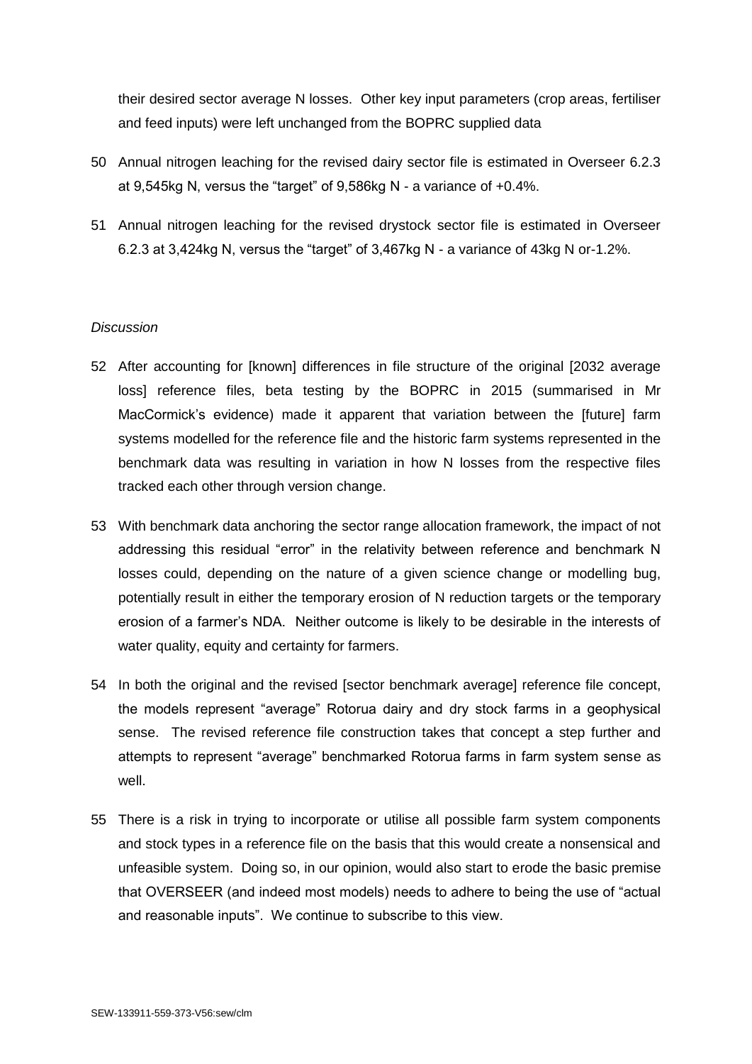their desired sector average N losses. Other key input parameters (crop areas, fertiliser and feed inputs) were left unchanged from the BOPRC supplied data

50 Annual nitrogen leaching for the revised dairy sector file is estimated in Overseer 6.2.3 at 9,545kg N, versus the "target" of 9,586kg N - a variance of +0.4%.

51 Annual nitrogen leaching for the revised drystock sector file is estimated in Overseer 6.2.3 at 3,424kg N, versus the "target" of 3,467kg N - a variance of 43kg N or-1.2%.

*Discussion*

52 After accounting for [known] differences in file structure of the original [2032 average loss] reference files, beta testing by the BOPRC in 2015 (summarised in Mr MacCormick's evidence) made it apparent that variation between the [future] farm systems modelled for the reference file and the historic farm systems represented in the benchmark data was resulting in variation in how N losses from the respective files tracked each other through version change.

53 With benchmark data anchoring the sector range allocation framework, the impact of not addressing this residual "error" in the relativity between reference and benchmark N losses could, depending on the nature of a given science change or modelling bug, potentially result in either the temporary erosion of N reduction targets or the temporary erosion of a farmer's NDA. Neither outcome is likely to be desirable in the interests of water quality, equity and certainty for farmers.

54 In both the original and the revised [sector benchmark average] reference file concept, the models represent "average" Rotorua dairy and dry stock farms in a geophysical sense. The revised reference file construction takes that concept a step further and attempts to represent "average" benchmarked Rotorua farms in farm system sense as well.

55 There is a risk in trying to incorporate or utilise all possible farm system components and stock types in a reference file on the basis that this would create a nonsensical and unfeasible system. Doing so, in our opinion, would also start to erode the basic premise that OVERSEER (and indeed most models) needs to adhere to being the use of "actual and reasonable inputs". We continue to subscribe to this view.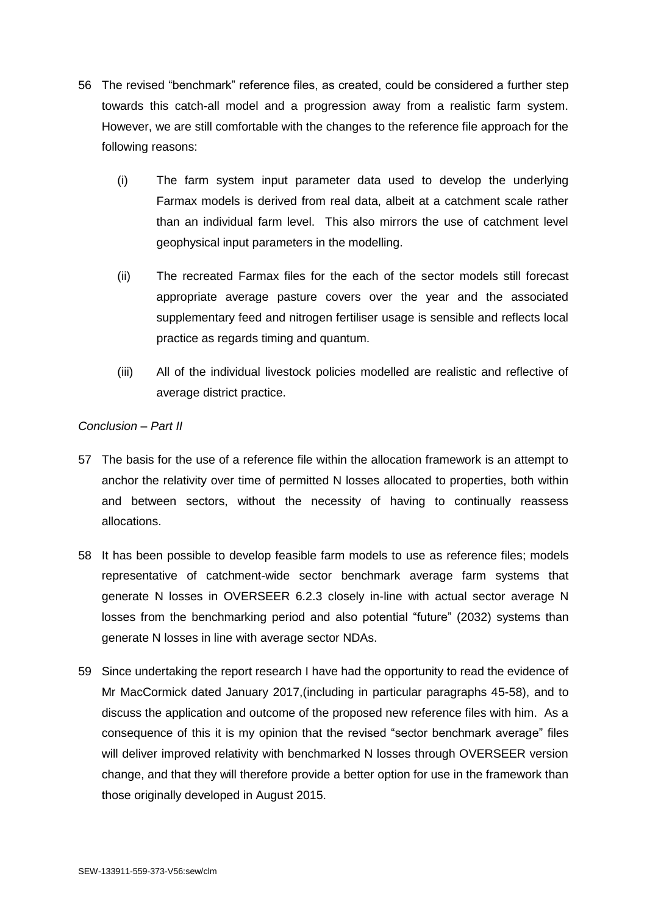56 The revised "benchmark" reference files, as created, could be considered a further step towards this catch-all model and a progression away from a realistic farm system. However, we are still comfortable with the changes to the reference file approach for the following reasons:

   (i) The farm system input parameter data used to develop the underlying Farmax models is derived from real data, albeit at a catchment scale rather than an individual farm level. This also mirrors the use of catchment level geophysical input parameters in the modelling.

   (ii) The recreated Farmax files for the each of the sector models still forecast appropriate average pasture covers over the year and the associated supplementary feed and nitrogen fertiliser usage is sensible and reflects local practice as regards timing and quantum.

   (iii) All of the individual livestock policies modelled are realistic and reflective of average district practice.

*Conclusion – Part II*

57 The basis for the use of a reference file within the allocation framework is an attempt to anchor the relativity over time of permitted N losses allocated to properties, both within and between sectors, without the necessity of having to continually reassess allocations.

58 It has been possible to develop feasible farm models to use as reference files; models representative of catchment-wide sector benchmark average farm systems that generate N losses in OVERSEER 6.2.3 closely in-line with actual sector average N losses from the benchmarking period and also potential "future" (2032) systems than generate N losses in line with average sector NDAs.

59 Since undertaking the report research I have had the opportunity to read the evidence of Mr MacCormick dated January 2017,(including in particular paragraphs 45-58), and to discuss the application and outcome of the proposed new reference files with him. As a consequence of this it is my opinion that the revised "sector benchmark average" files will deliver improved relativity with benchmarked N losses through OVERSEER version change, and that they will therefore provide a better option for use in the framework than those originally developed in August 2015.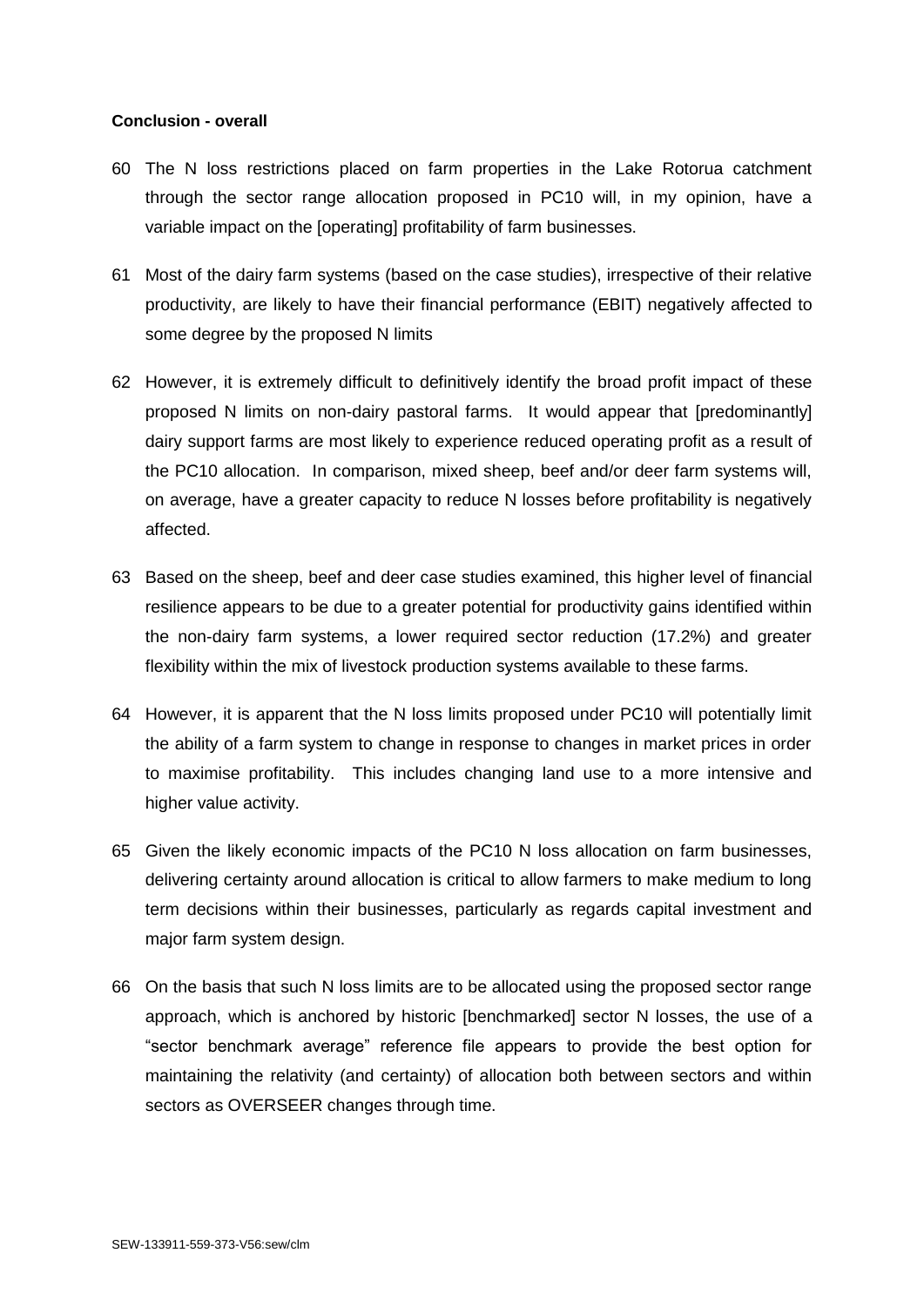**Conclusion - overall**

60 The N loss restrictions placed on farm properties in the Lake Rotorua catchment through the sector range allocation proposed in PC10 will, in my opinion, have a variable impact on the [operating] profitability of farm businesses.

61 Most of the dairy farm systems (based on the case studies), irrespective of their relative productivity, are likely to have their financial performance (EBIT) negatively affected to some degree by the proposed N limits

62 However, it is extremely difficult to definitively identify the broad profit impact of these proposed N limits on non-dairy pastoral farms. It would appear that [predominantly] dairy support farms are most likely to experience reduced operating profit as a result of the PC10 allocation. In comparison, mixed sheep, beef and/or deer farm systems will, on average, have a greater capacity to reduce N losses before profitability is negatively affected.

63 Based on the sheep, beef and deer case studies examined, this higher level of financial resilience appears to be due to a greater potential for productivity gains identified within the non-dairy farm systems, a lower required sector reduction (17.2%) and greater flexibility within the mix of livestock production systems available to these farms.

64 However, it is apparent that the N loss limits proposed under PC10 will potentially limit the ability of a farm system to change in response to changes in market prices in order to maximise profitability. This includes changing land use to a more intensive and higher value activity.

65 Given the likely economic impacts of the PC10 N loss allocation on farm businesses, delivering certainty around allocation is critical to allow farmers to make medium to long term decisions within their businesses, particularly as regards capital investment and major farm system design.

66 On the basis that such N loss limits are to be allocated using the proposed sector range approach, which is anchored by historic [benchmarked] sector N losses, the use of a "sector benchmark average" reference file appears to provide the best option for maintaining the relativity (and certainty) of allocation both between sectors and within sectors as OVERSEER changes through time.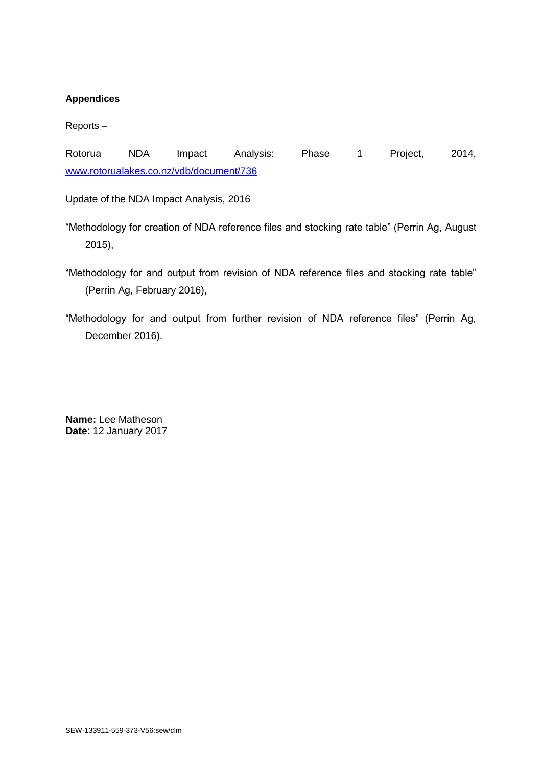**Appendices**

Reports –

Rotorua NDA Impact Analysis: Phase 1 Project, 2014, www.rotorualakes.co.nz/vdb/document/736

Update of the NDA Impact Analysis, 2016

“Methodology for creation of NDA reference files and stocking rate table” (Perrin Ag, August 2015),

“Methodology for and output from revision of NDA reference files and stocking rate table” (Perrin Ag, February 2016),

“Methodology for and output from further revision of NDA reference files” (Perrin Ag, December 2016).

**Name:** Lee Matheson
**Date**: 12 January 2017

SEW-133911-559-373-V56:sew/clm